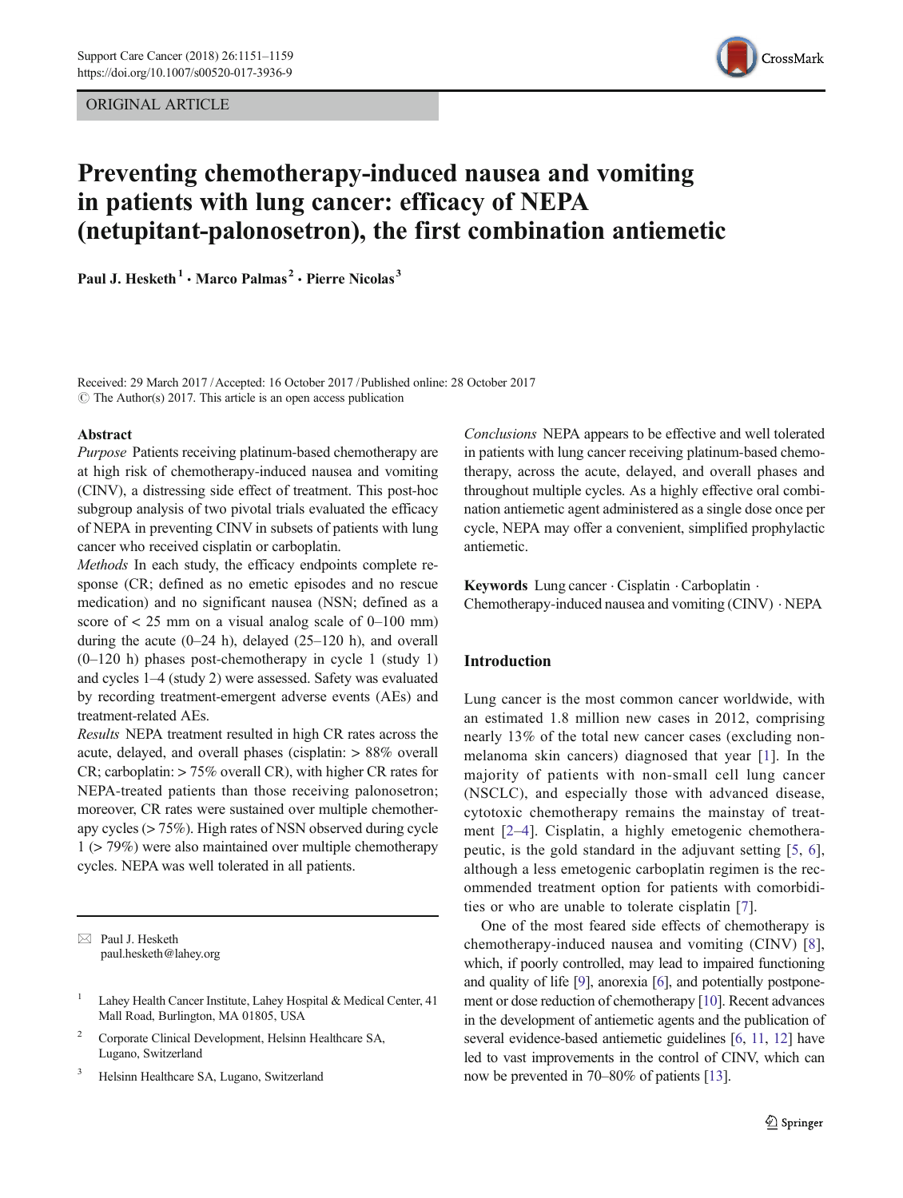ORIGINAL ARTICLE

# Preventing chemotherapy-induced nausea and vomiting in patients with lung cancer: efficacy of NEPA (netupitant-palonosetron), the first combination antiemetic

Paul J. Hesketh [1] · Marco Palmas [2] · Pierre Nicolas [3]

Received: 29 March 2017 / Accepted: 16 October 2017 / Published online: 28 October 2017
© The Author(s) 2017. This article is an open access publication

## Abstract

*Purpose* Patients receiving platinum-based chemotherapy are at high risk of chemotherapy-induced nausea and vomiting (CINV), a distressing side effect of treatment. This post-hoc subgroup analysis of two pivotal trials evaluated the efficacy of NEPA in preventing CINV in subsets of patients with lung cancer who received cisplatin or carboplatin.

*Methods* In each study, the efficacy endpoints complete response (CR; defined as no emetic episodes and no rescue medication) and no significant nausea (NSN; defined as a score of < 25 mm on a visual analog scale of 0–100 mm) during the acute (0–24 h), delayed (25–120 h), and overall (0–120 h) phases post-chemotherapy in cycle 1 (study 1) and cycles 1–4 (study 2) were assessed. Safety was evaluated by recording treatment-emergent adverse events (AEs) and treatment-related AEs.

*Results* NEPA treatment resulted in high CR rates across the acute, delayed, and overall phases (cisplatin: > 88% overall CR; carboplatin: > 75% overall CR), with higher CR rates for NEPA-treated patients than those receiving palonosetron; moreover, CR rates were sustained over multiple chemotherapy cycles (> 75%). High rates of NSN observed during cycle 1 (> 79%) were also maintained over multiple chemotherapy cycles. NEPA was well tolerated in all patients.

*Conclusions* NEPA appears to be effective and well tolerated in patients with lung cancer receiving platinum-based chemotherapy, across the acute, delayed, and overall phases and throughout multiple cycles. As a highly effective oral combination antiemetic agent administered as a single dose once per cycle, NEPA may offer a convenient, simplified prophylactic antiemetic.

**Keywords** Lung cancer · Cisplatin · Carboplatin · Chemotherapy-induced nausea and vomiting (CINV) · NEPA

✉ Paul J. Hesketh
paul.hesketh@lahey.org

[1] Lahey Health Cancer Institute, Lahey Hospital & Medical Center, 41 Mall Road, Burlington, MA 01805, USA

[2] Corporate Clinical Development, Helsinn Healthcare SA, Lugano, Switzerland

[3] Helsinn Healthcare SA, Lugano, Switzerland

## Introduction

Lung cancer is the most common cancer worldwide, with an estimated 1.8 million new cases in 2012, comprising nearly 13% of the total new cancer cases (excluding non-melanoma skin cancers) diagnosed that year [1]. In the majority of patients with non-small cell lung cancer (NSCLC), and especially those with advanced disease, cytotoxic chemotherapy remains the mainstay of treatment [2–4]. Cisplatin, a highly emetogenic chemotherapeutic, is the gold standard in the adjuvant setting [5, 6], although a less emetogenic carboplatin regimen is the recommended treatment option for patients with comorbidities or who are unable to tolerate cisplatin [7].

One of the most feared side effects of chemotherapy is chemotherapy-induced nausea and vomiting (CINV) [8], which, if poorly controlled, may lead to impaired functioning and quality of life [9], anorexia [6], and potentially postponement or dose reduction of chemotherapy [10]. Recent advances in the development of antiemetic agents and the publication of several evidence-based antiemetic guidelines [6, 11, 12] have led to vast improvements in the control of CINV, which can now be prevented in 70–80% of patients [13].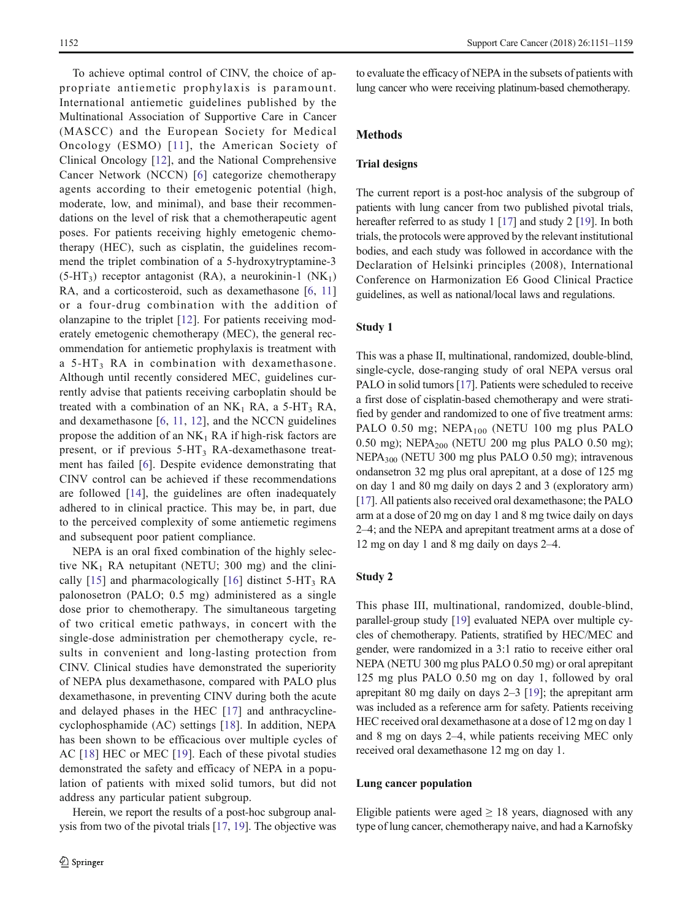To achieve optimal control of CINV, the choice of appropriate antiemetic prophylaxis is paramount. International antiemetic guidelines published by the Multinational Association of Supportive Care in Cancer (MASCC) and the European Society for Medical Oncology (ESMO) [11], the American Society of Clinical Oncology [12], and the National Comprehensive Cancer Network (NCCN) [6] categorize chemotherapy agents according to their emetogenic potential (high, moderate, low, and minimal), and base their recommendations on the level of risk that a chemotherapeutic agent poses. For patients receiving highly emetogenic chemotherapy (HEC), such as cisplatin, the guidelines recommend the triplet combination of a 5-hydroxytryptamine-3 ($5\text{-HT}_3$) receptor antagonist (RA), a neurokinin-1 ($NK_1$) RA, and a corticosteroid, such as dexamethasone [6, 11] or a four-drug combination with the addition of olanzapine to the triplet [12]. For patients receiving moderately emetogenic chemotherapy (MEC), the general recommendation for antiemetic prophylaxis is treatment with a $5\text{-HT}_3$ RA in combination with dexamethasone. Although until recently considered MEC, guidelines currently advise that patients receiving carboplatin should be treated with a combination of an $NK_1$ RA, a $5\text{-HT}_3$ RA, and dexamethasone [6, 11, 12], and the NCCN guidelines propose the addition of an $NK_1$ RA if high-risk factors are present, or if previous $5\text{-HT}_3$ RA-dexamethasone treatment has failed [6]. Despite evidence demonstrating that CINV control can be achieved if these recommendations are followed [14], the guidelines are often inadequately adhered to in clinical practice. This may be, in part, due to the perceived complexity of some antiemetic regimens and subsequent poor patient compliance.

NEPA is an oral fixed combination of the highly selective $NK_1$ RA netupitant (NETU; 300 mg) and the clinically [15] and pharmacologically [16] distinct $5\text{-HT}_3$ RA palonosetron (PALO; 0.5 mg) administered as a single dose prior to chemotherapy. The simultaneous targeting of two critical emetic pathways, in concert with the single-dose administration per chemotherapy cycle, results in convenient and long-lasting protection from CINV. Clinical studies have demonstrated the superiority of NEPA plus dexamethasone, compared with PALO plus dexamethasone, in preventing CINV during both the acute and delayed phases in the HEC [17] and anthracycline-cyclophosphamide (AC) settings [18]. In addition, NEPA has been shown to be efficacious over multiple cycles of AC [18] HEC or MEC [19]. Each of these pivotal studies demonstrated the safety and efficacy of NEPA in a population of patients with mixed solid tumors, but did not address any particular patient subgroup.

Herein, we report the results of a post-hoc subgroup analysis from two of the pivotal trials [17, 19]. The objective was to evaluate the efficacy of NEPA in the subsets of patients with lung cancer who were receiving platinum-based chemotherapy.

## Methods

### Trial designs

The current report is a post-hoc analysis of the subgroup of patients with lung cancer from two published pivotal trials, hereafter referred to as study 1 [17] and study 2 [19]. In both trials, the protocols were approved by the relevant institutional bodies, and each study was followed in accordance with the Declaration of Helsinki principles (2008), International Conference on Harmonization E6 Good Clinical Practice guidelines, as well as national/local laws and regulations.

### Study 1

This was a phase II, multinational, randomized, double-blind, single-cycle, dose-ranging study of oral NEPA versus oral PALO in solid tumors [17]. Patients were scheduled to receive a first dose of cisplatin-based chemotherapy and were stratified by gender and randomized to one of five treatment arms: PALO 0.50 mg; $NEPA_{100}$ (NETU 100 mg plus PALO 0.50 mg); $NEPA_{200}$ (NETU 200 mg plus PALO 0.50 mg); $NEPA_{300}$ (NETU 300 mg plus PALO 0.50 mg); intravenous ondansetron 32 mg plus oral aprepitant, at a dose of 125 mg on day 1 and 80 mg daily on days 2 and 3 (exploratory arm) [17]. All patients also received oral dexamethasone; the PALO arm at a dose of 20 mg on day 1 and 8 mg twice daily on days 2–4; and the NEPA and aprepitant treatment arms at a dose of 12 mg on day 1 and 8 mg daily on days 2–4.

### Study 2

This phase III, multinational, randomized, double-blind, parallel-group study [19] evaluated NEPA over multiple cycles of chemotherapy. Patients, stratified by HEC/MEC and gender, were randomized in a 3:1 ratio to receive either oral NEPA (NETU 300 mg plus PALO 0.50 mg) or oral aprepitant 125 mg plus PALO 0.50 mg on day 1, followed by oral aprepitant 80 mg daily on days 2–3 [19]; the aprepitant arm was included as a reference arm for safety. Patients receiving HEC received oral dexamethasone at a dose of 12 mg on day 1 and 8 mg on days 2–4, while patients receiving MEC only received oral dexamethasone 12 mg on day 1.

### Lung cancer population

Eligible patients were aged ≥ 18 years, diagnosed with any type of lung cancer, chemotherapy naive, and had a Karnofsky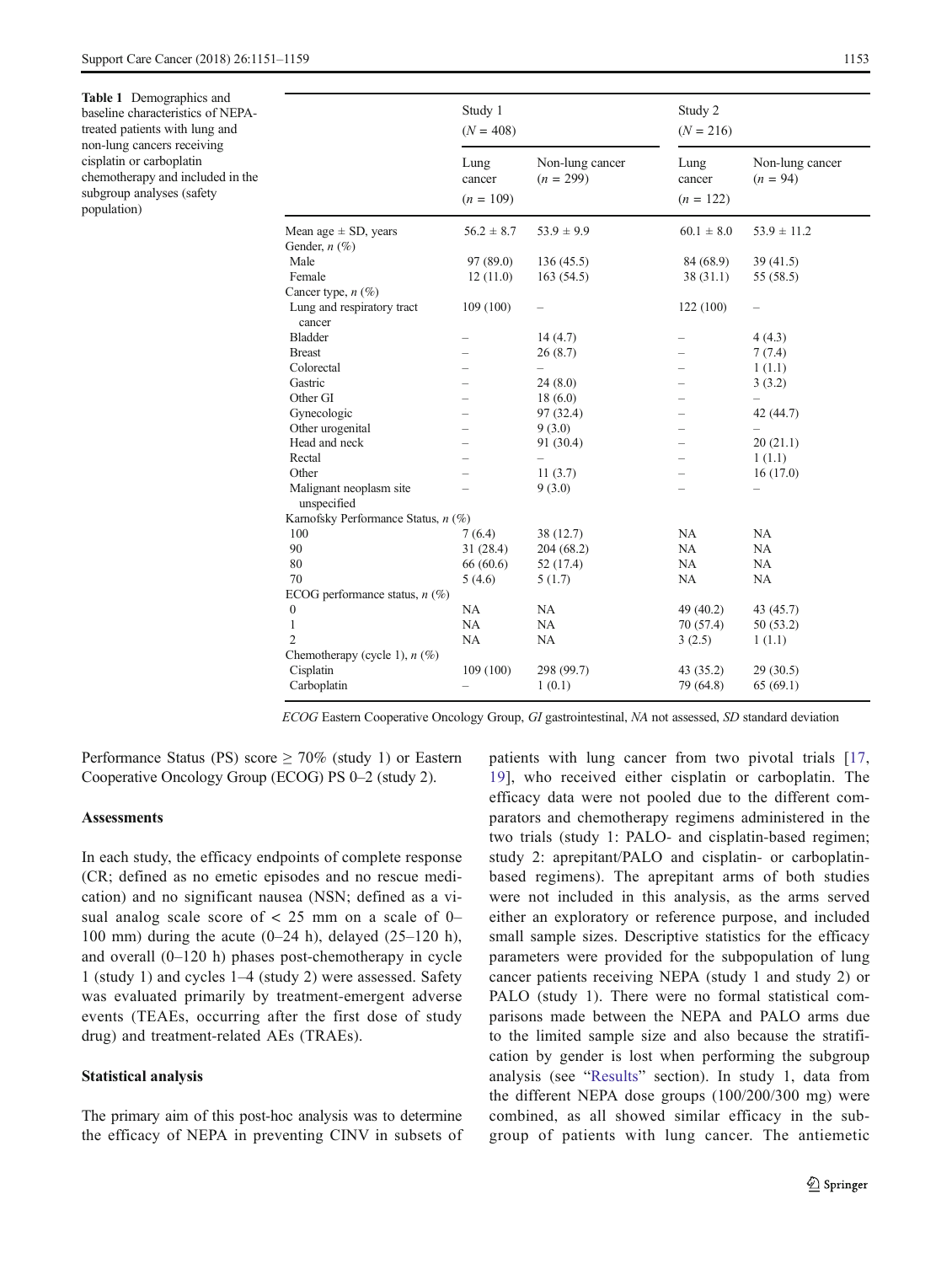**Table 1** Demographics and baseline characteristics of NEPA-treated patients with lung and non-lung cancers receiving cisplatin or carboplatin chemotherapy and included in the subgroup analyses (safety population)

| | Study 1 ($N$ = 408) | | Study 2 ($N$ = 216) | |
|---|---|---|---|---|
| | Lung cancer ($n$ = 109) | Non-lung cancer ($n$ = 299) | Lung cancer ($n$ = 122) | Non-lung cancer ($n$ = 94) |
| Mean age ± SD, years | 56.2 ± 8.7 | 53.9 ± 9.9 | 60.1 ± 8.0 | 53.9 ± 11.2 |
| Gender, $n$ (%) | | | | |
| Male | 97 (89.0) | 136 (45.5) | 84 (68.9) | 39 (41.5) |
| Female | 12 (11.0) | 163 (54.5) | 38 (31.1) | 55 (58.5) |
| Cancer type, $n$ (%) | | | | |
| Lung and respiratory tract cancer | 109 (100) | – | 122 (100) | – |
| Bladder | – | 14 (4.7) | – | 4 (4.3) |
| Breast | – | 26 (8.7) | – | 7 (7.4) |
| Colorectal | – | – | – | 1 (1.1) |
| Gastric | – | 24 (8.0) | – | 3 (3.2) |
| Other GI | – | 18 (6.0) | – | – |
| Gynecologic | – | 97 (32.4) | – | 42 (44.7) |
| Other urogenital | – | 9 (3.0) | – | – |
| Head and neck | – | 91 (30.4) | – | 20 (21.1) |
| Rectal | – | – | – | 1 (1.1) |
| Other | – | 11 (3.7) | – | 16 (17.0) |
| Malignant neoplasm site unspecified | – | 9 (3.0) | – | – |
| Karnofsky Performance Status, $n$ (%) | | | | |
| 100 | 7 (6.4) | 38 (12.7) | NA | NA |
| 90 | 31 (28.4) | 204 (68.2) | NA | NA |
| 80 | 66 (60.6) | 52 (17.4) | NA | NA |
| 70 | 5 (4.6) | 5 (1.7) | NA | NA |
| ECOG performance status, $n$ (%) | | | | |
| 0 | NA | NA | 49 (40.2) | 43 (45.7) |
| 1 | NA | NA | 70 (57.4) | 50 (53.2) |
| 2 | NA | NA | 3 (2.5) | 1 (1.1) |
| Chemotherapy (cycle 1), $n$ (%) | | | | |
| Cisplatin | 109 (100) | 298 (99.7) | 43 (35.2) | 29 (30.5) |
| Carboplatin | – | 1 (0.1) | 79 (64.8) | 65 (69.1) |

*ECOG* Eastern Cooperative Oncology Group, *GI* gastrointestinal, *NA* not assessed, *SD* standard deviation

Performance Status (PS) score ≥ 70% (study 1) or Eastern Cooperative Oncology Group (ECOG) PS 0–2 (study 2).

### Assessments

In each study, the efficacy endpoints of complete response (CR; defined as no emetic episodes and no rescue medication) and no significant nausea (NSN; defined as a visual analog scale score of < 25 mm on a scale of 0–100 mm) during the acute (0–24 h), delayed (25–120 h), and overall (0–120 h) phases post-chemotherapy in cycle 1 (study 1) and cycles 1–4 (study 2) were assessed. Safety was evaluated primarily by treatment-emergent adverse events (TEAEs, occurring after the first dose of study drug) and treatment-related AEs (TRAEs).

### Statistical analysis

The primary aim of this post-hoc analysis was to determine the efficacy of NEPA in preventing CINV in subsets of patients with lung cancer from two pivotal trials [17, 19], who received either cisplatin or carboplatin. The efficacy data were not pooled due to the different comparators and chemotherapy regimens administered in the two trials (study 1: PALO- and cisplatin-based regimen; study 2: aprepitant/PALO and cisplatin- or carboplatin-based regimens). The aprepitant arms of both studies were not included in this analysis, as the arms served either an exploratory or reference purpose, and included small sample sizes. Descriptive statistics for the efficacy parameters were provided for the subpopulation of lung cancer patients receiving NEPA (study 1 and study 2) or PALO (study 1). There were no formal statistical comparisons made between the NEPA and PALO arms due to the limited sample size and also because the stratification by gender is lost when performing the subgroup analysis (see "Results" section). In study 1, data from the different NEPA dose groups (100/200/300 mg) were combined, as all showed similar efficacy in the subgroup of patients with lung cancer. The antiemetic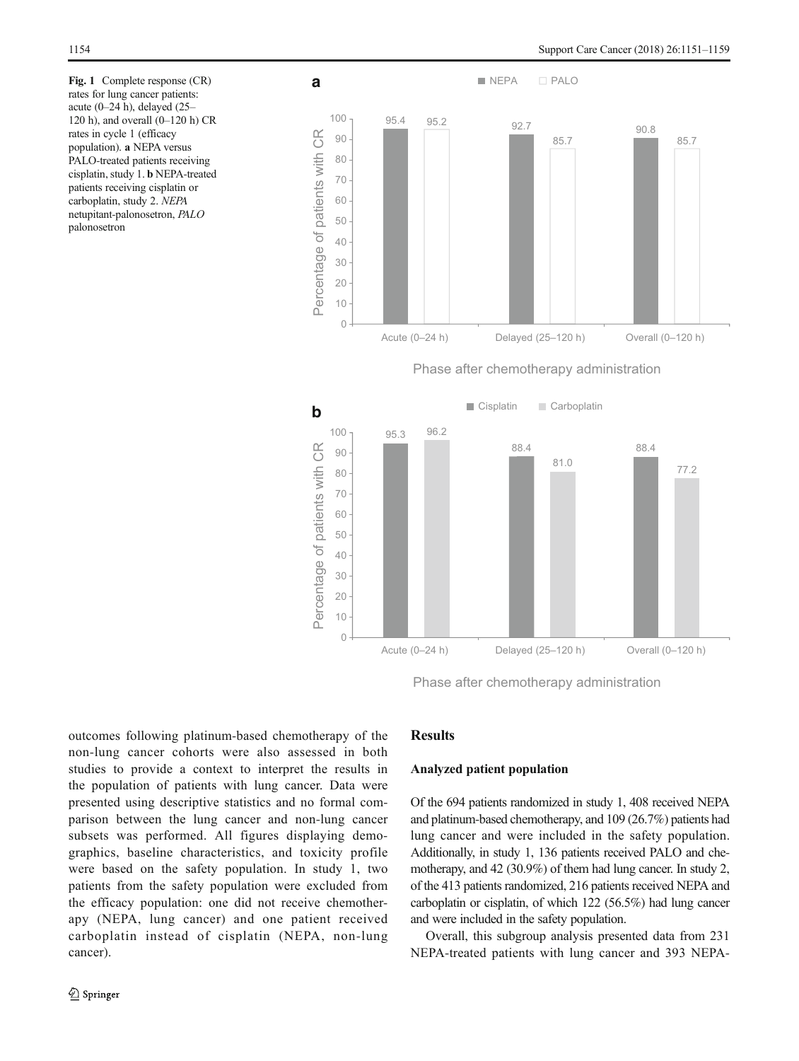Fig. 1 Complete response (CR) rates for lung cancer patients: acute (0–24 h), delayed (25–120 h), and overall (0–120 h) CR rates in cycle 1 (efficacy population). **a** NEPA versus PALO-treated patients receiving cisplatin, study 1. **b** NEPA-treated patients receiving cisplatin or carboplatin, study 2. *NEPA* netupitant-palonosetron, *PALO* palonosetron

outcomes following platinum-based chemotherapy of the non-lung cancer cohorts were also assessed in both studies to provide a context to interpret the results in the population of patients with lung cancer. Data were presented using descriptive statistics and no formal comparison between the lung cancer and non-lung cancer subsets was performed. All figures displaying demographics, baseline characteristics, and toxicity profile were based on the safety population. In study 1, two patients from the safety population were excluded from the efficacy population: one did not receive chemotherapy (NEPA, lung cancer) and one patient received carboplatin instead of cisplatin (NEPA, non-lung cancer).

## Results

### Analyzed patient population

Of the 694 patients randomized in study 1, 408 received NEPA and platinum-based chemotherapy, and 109 (26.7%) patients had lung cancer and were included in the safety population. Additionally, in study 1, 136 patients received PALO and chemotherapy, and 42 (30.9%) of them had lung cancer. In study 2, of the 413 patients randomized, 216 patients received NEPA and carboplatin or cisplatin, of which 122 (56.5%) had lung cancer and were included in the safety population.

Overall, this subgroup analysis presented data from 231 NEPA-treated patients with lung cancer and 393 NEPA-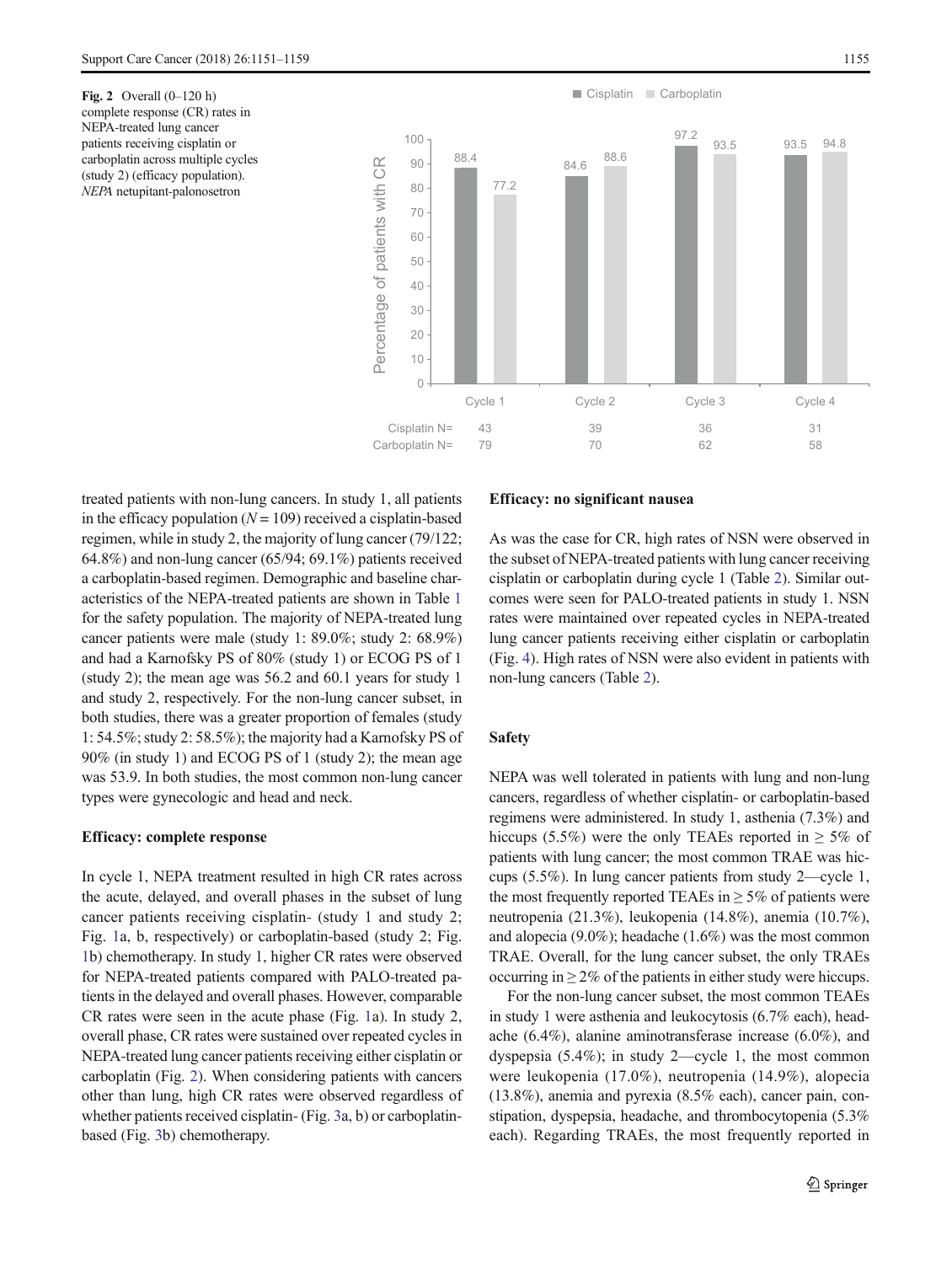**Fig. 2** Overall (0–120 h) complete response (CR) rates in NEPA-treated lung cancer patients receiving cisplatin or carboplatin across multiple cycles (study 2) (efficacy population). *NEPA* netupitant-palonosetron

treated patients with non-lung cancers. In study 1, all patients in the efficacy population ($N = 109$) received a cisplatin-based regimen, while in study 2, the majority of lung cancer (79/122; 64.8%) and non-lung cancer (65/94; 69.1%) patients received a carboplatin-based regimen. Demographic and baseline characteristics of the NEPA-treated patients are shown in Table 1 for the safety population. The majority of NEPA-treated lung cancer patients were male (study 1: 89.0%; study 2: 68.9%) and had a Karnofsky PS of 80% (study 1) or ECOG PS of 1 (study 2); the mean age was 56.2 and 60.1 years for study 1 and study 2, respectively. For the non-lung cancer subset, in both studies, there was a greater proportion of females (study 1: 54.5%; study 2: 58.5%); the majority had a Karnofsky PS of 90% (in study 1) and ECOG PS of 1 (study 2); the mean age was 53.9. In both studies, the most common non-lung cancer types were gynecologic and head and neck.

### Efficacy: complete response

In cycle 1, NEPA treatment resulted in high CR rates across the acute, delayed, and overall phases in the subset of lung cancer patients receiving cisplatin- (study 1 and study 2; Fig. 1a, b, respectively) or carboplatin-based (study 2; Fig. 1b) chemotherapy. In study 1, higher CR rates were observed for NEPA-treated patients compared with PALO-treated patients in the delayed and overall phases. However, comparable CR rates were seen in the acute phase (Fig. 1a). In study 2, overall phase, CR rates were sustained over repeated cycles in NEPA-treated lung cancer patients receiving either cisplatin or carboplatin (Fig. 2). When considering patients with cancers other than lung, high CR rates were observed regardless of whether patients received cisplatin- (Fig. 3a, b) or carboplatin-based (Fig. 3b) chemotherapy.

### Efficacy: no significant nausea

As was the case for CR, high rates of NSN were observed in the subset of NEPA-treated patients with lung cancer receiving cisplatin or carboplatin during cycle 1 (Table 2). Similar outcomes were seen for PALO-treated patients in study 1. NSN rates were maintained over repeated cycles in NEPA-treated lung cancer patients receiving either cisplatin or carboplatin (Fig. 4). High rates of NSN were also evident in patients with non-lung cancers (Table 2).

### Safety

NEPA was well tolerated in patients with lung and non-lung cancers, regardless of whether cisplatin- or carboplatin-based regimens were administered. In study 1, asthenia (7.3%) and hiccups (5.5%) were the only TEAEs reported in ≥ 5% of patients with lung cancer; the most common TRAE was hiccups (5.5%). In lung cancer patients from study 2—cycle 1, the most frequently reported TEAEs in ≥ 5% of patients were neutropenia (21.3%), leukopenia (14.8%), anemia (10.7%), and alopecia (9.0%); headache (1.6%) was the most common TRAE. Overall, for the lung cancer subset, the only TRAEs occurring in ≥ 2% of the patients in either study were hiccups.

For the non-lung cancer subset, the most common TEAEs in study 1 were asthenia and leukocytosis (6.7% each), headache (6.4%), alanine aminotransferase increase (6.0%), and dyspepsia (5.4%); in study 2—cycle 1, the most common were leukopenia (17.0%), neutropenia (14.9%), alopecia (13.8%), anemia and pyrexia (8.5% each), cancer pain, constipation, dyspepsia, headache, and thrombocytopenia (5.3% each). Regarding TRAEs, the most frequently reported in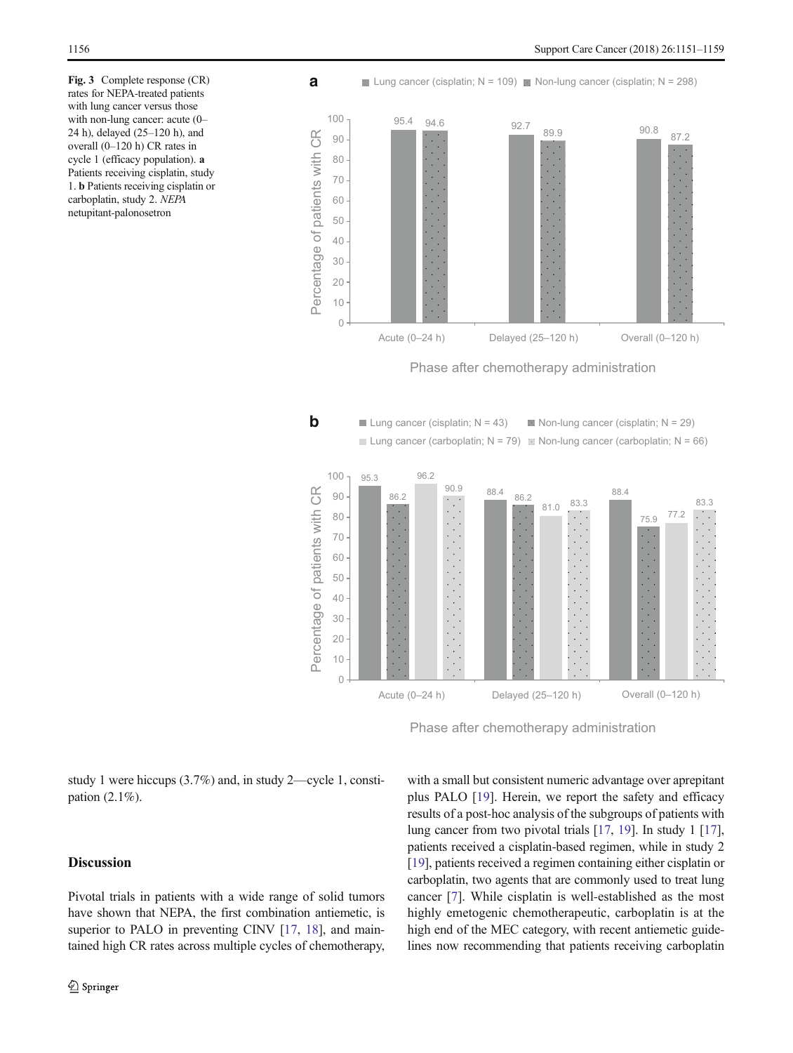**Fig. 3** Complete response (CR) rates for NEPA-treated patients with lung cancer versus those with non-lung cancer: acute (0–24 h), delayed (25–120 h), and overall (0–120 h) CR rates in cycle 1 (efficacy population). **a** Patients receiving cisplatin, study 1. **b** Patients receiving cisplatin or carboplatin, study 2. *NEPA* netupitant-palonosetron

study 1 were hiccups (3.7%) and, in study 2—cycle 1, constipation (2.1%).

## Discussion

Pivotal trials in patients with a wide range of solid tumors have shown that NEPA, the first combination antiemetic, is superior to PALO in preventing CINV [17, 18], and maintained high CR rates across multiple cycles of chemotherapy, with a small but consistent numeric advantage over aprepitant plus PALO [19]. Herein, we report the safety and efficacy results of a post-hoc analysis of the subgroups of patients with lung cancer from two pivotal trials [17, 19]. In study 1 [17], patients received a cisplatin-based regimen, while in study 2 [19], patients received a regimen containing either cisplatin or carboplatin, two agents that are commonly used to treat lung cancer [7]. While cisplatin is well-established as the most highly emetogenic chemotherapeutic, carboplatin is at the high end of the MEC category, with recent antiemetic guidelines now recommending that patients receiving carboplatin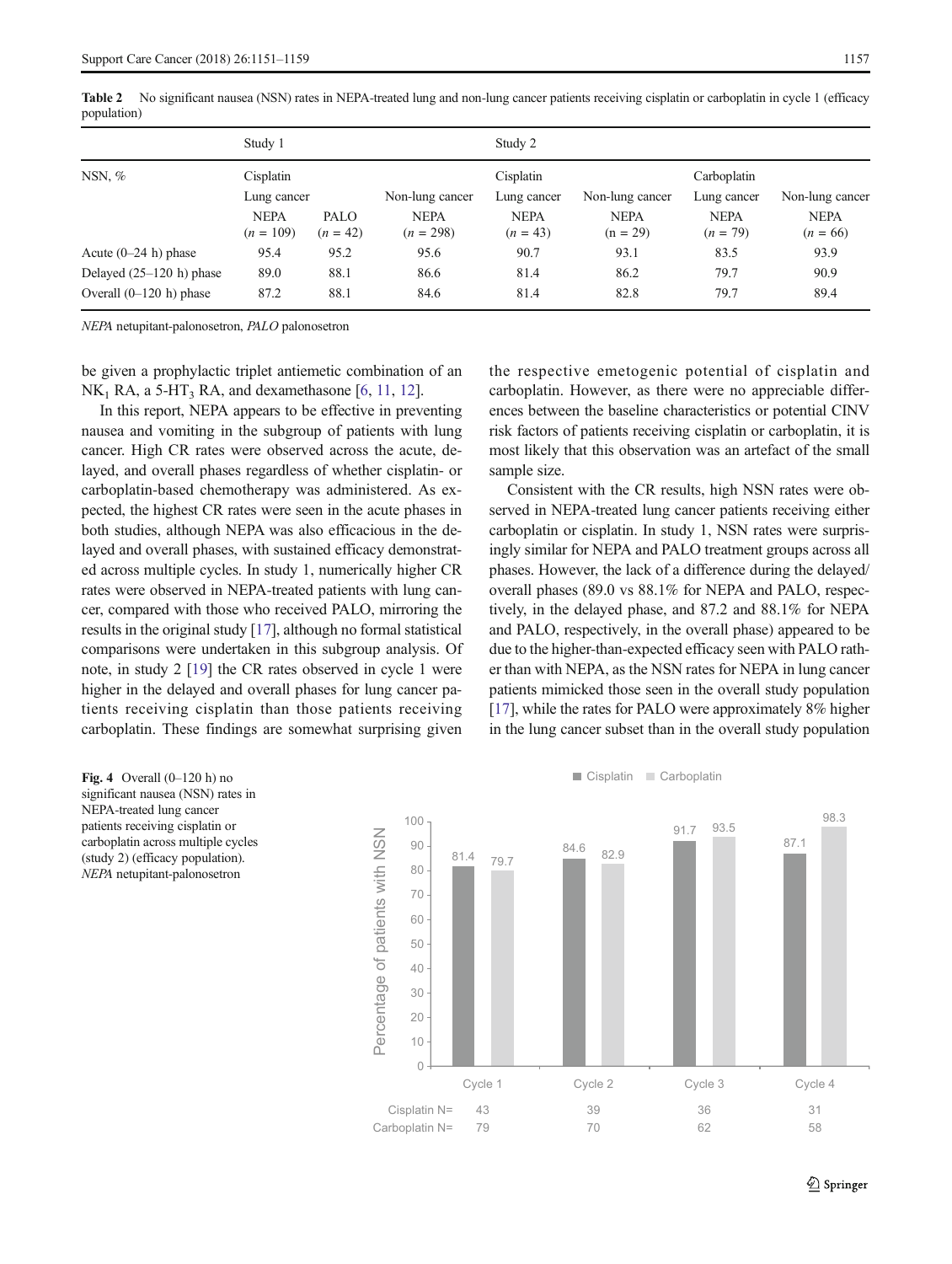**Table 2** No significant nausea (NSN) rates in NEPA-treated lung and non-lung cancer patients receiving cisplatin or carboplatin in cycle 1 (efficacy population)

| | Study 1 | | | Study 2 | | | |
|---|---|---|---|---|---|---|---|
| NSN, % | Cisplatin | | | Cisplatin | | Carboplatin | |
| | Lung cancer | | Non-lung cancer | Lung cancer | Non-lung cancer | Lung cancer | Non-lung cancer |
| | NEPA ($n$ = 109) | PALO ($n$ = 42) | NEPA ($n$ = 298) | NEPA ($n$ = 43) | NEPA (n = 29) | NEPA ($n$ = 79) | NEPA ($n$ = 66) |
| Acute (0–24 h) phase | 95.4 | 95.2 | 95.6 | 90.7 | 93.1 | 83.5 | 93.9 |
| Delayed (25–120 h) phase | 89.0 | 88.1 | 86.6 | 81.4 | 86.2 | 79.7 | 90.9 |
| Overall (0–120 h) phase | 87.2 | 88.1 | 84.6 | 81.4 | 82.8 | 79.7 | 89.4 |

*NEPA* netupitant-palonosetron, *PALO* palonosetron

be given a prophylactic triplet antiemetic combination of an $NK_1$ RA, a 5-$HT_3$ RA, and dexamethasone [6, 11, 12].

In this report, NEPA appears to be effective in preventing nausea and vomiting in the subgroup of patients with lung cancer. High CR rates were observed across the acute, delayed, and overall phases regardless of whether cisplatin- or carboplatin-based chemotherapy was administered. As expected, the highest CR rates were seen in the acute phases in both studies, although NEPA was also efficacious in the delayed and overall phases, with sustained efficacy demonstrated across multiple cycles. In study 1, numerically higher CR rates were observed in NEPA-treated patients with lung cancer, compared with those who received PALO, mirroring the results in the original study [17], although no formal statistical comparisons were undertaken in this subgroup analysis. Of note, in study 2 [19] the CR rates observed in cycle 1 were higher in the delayed and overall phases for lung cancer patients receiving cisplatin than those patients receiving carboplatin. These findings are somewhat surprising given the respective emetogenic potential of cisplatin and carboplatin. However, as there were no appreciable differences between the baseline characteristics or potential CINV risk factors of patients receiving cisplatin or carboplatin, it is most likely that this observation was an artefact of the small sample size.

Consistent with the CR results, high NSN rates were observed in NEPA-treated lung cancer patients receiving either carboplatin or cisplatin. In study 1, NSN rates were surprisingly similar for NEPA and PALO treatment groups across all phases. However, the lack of a difference during the delayed/overall phases (89.0 vs 88.1% for NEPA and PALO, respectively, in the delayed phase, and 87.2 and 88.1% for NEPA and PALO, respectively, in the overall phase) appeared to be due to the higher-than-expected efficacy seen with PALO rather than with NEPA, as the NSN rates for NEPA in lung cancer patients mimicked those seen in the overall study population [17], while the rates for PALO were approximately 8% higher in the lung cancer subset than in the overall study population

| | Cycle 1 | Cycle 2 | Cycle 3 | Cycle 4 |
|---|---|---|---|---|
| Cisplatin (%) | 81.4 | 84.6 | 91.7 | 87.1 |
| Carboplatin (%) | 79.7 | 82.9 | 93.5 | 98.3 |
| Cisplatin N= | 43 | 39 | 36 | 31 |
| Carboplatin N= | 79 | 70 | 62 | 58 |

**Fig. 4** Overall (0–120 h) no significant nausea (NSN) rates in NEPA-treated lung cancer patients receiving cisplatin or carboplatin across multiple cycles (study 2) (efficacy population). *NEPA* netupitant-palonosetron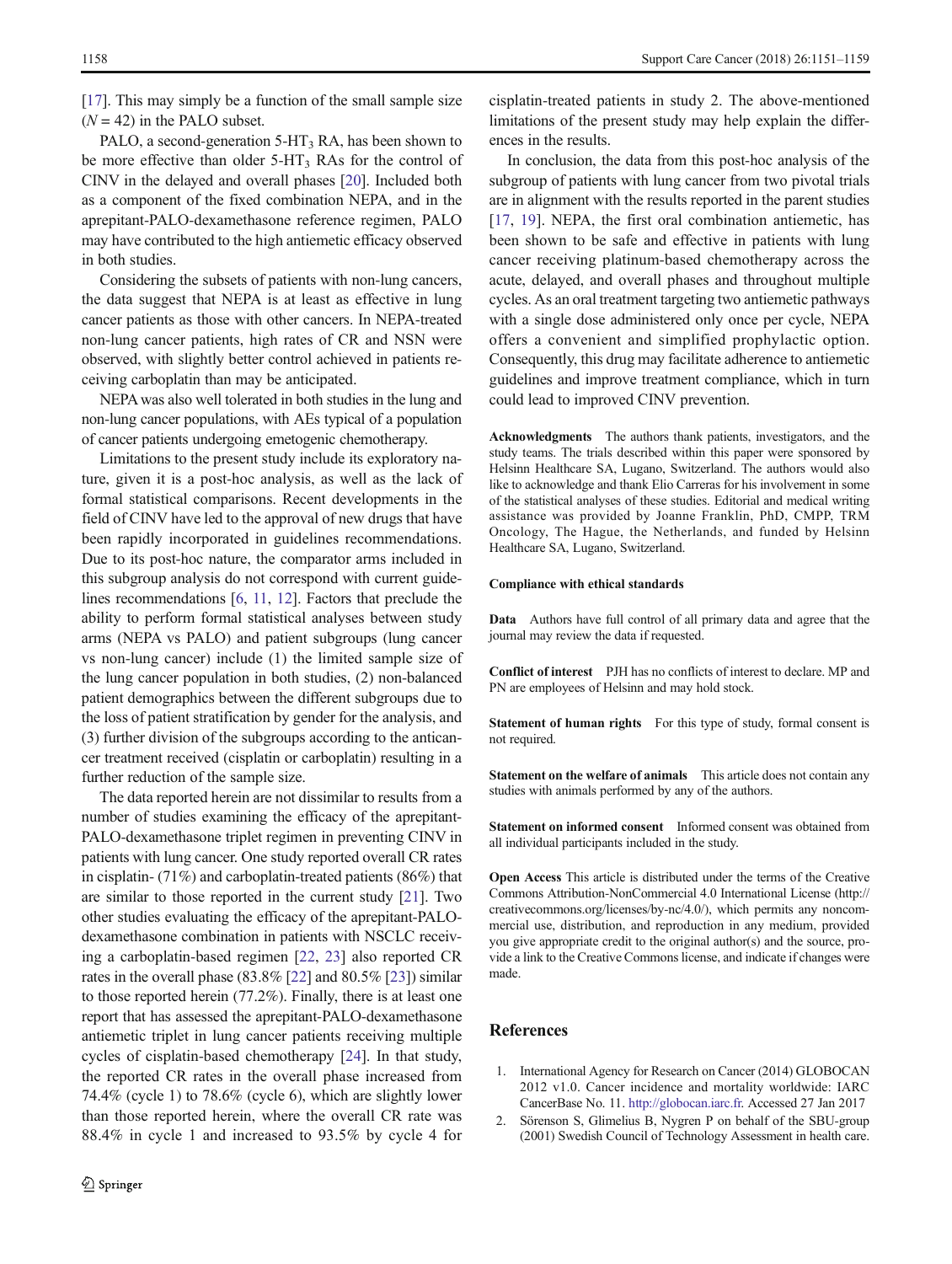[17]. This may simply be a function of the small sample size ($N = 42$) in the PALO subset.

PALO, a second-generation 5-$HT_3$ RA, has been shown to be more effective than older 5-$HT_3$ RAs for the control of CINV in the delayed and overall phases [20]. Included both as a component of the fixed combination NEPA, and in the aprepitant-PALO-dexamethasone reference regimen, PALO may have contributed to the high antiemetic efficacy observed in both studies.

Considering the subsets of patients with non-lung cancers, the data suggest that NEPA is at least as effective in lung cancer patients as those with other cancers. In NEPA-treated non-lung cancer patients, high rates of CR and NSN were observed, with slightly better control achieved in patients receiving carboplatin than may be anticipated.

NEPA was also well tolerated in both studies in the lung and non-lung cancer populations, with AEs typical of a population of cancer patients undergoing emetogenic chemotherapy.

Limitations to the present study include its exploratory nature, given it is a post-hoc analysis, as well as the lack of formal statistical comparisons. Recent developments in the field of CINV have led to the approval of new drugs that have been rapidly incorporated in guidelines recommendations. Due to its post-hoc nature, the comparator arms included in this subgroup analysis do not correspond with current guidelines recommendations [6, 11, 12]. Factors that preclude the ability to perform formal statistical analyses between study arms (NEPA vs PALO) and patient subgroups (lung cancer vs non-lung cancer) include (1) the limited sample size of the lung cancer population in both studies, (2) non-balanced patient demographics between the different subgroups due to the loss of patient stratification by gender for the analysis, and (3) further division of the subgroups according to the anticancer treatment received (cisplatin or carboplatin) resulting in a further reduction of the sample size.

The data reported herein are not dissimilar to results from a number of studies examining the efficacy of the aprepitant-PALO-dexamethasone triplet regimen in preventing CINV in patients with lung cancer. One study reported overall CR rates in cisplatin- (71%) and carboplatin-treated patients (86%) that are similar to those reported in the current study [21]. Two other studies evaluating the efficacy of the aprepitant-PALO-dexamethasone combination in patients with NSCLC receiving a carboplatin-based regimen [22, 23] also reported CR rates in the overall phase (83.8% [22] and 80.5% [23]) similar to those reported herein (77.2%). Finally, there is at least one report that has assessed the aprepitant-PALO-dexamethasone antiemetic triplet in lung cancer patients receiving multiple cycles of cisplatin-based chemotherapy [24]. In that study, the reported CR rates in the overall phase increased from 74.4% (cycle 1) to 78.6% (cycle 6), which are slightly lower than those reported herein, where the overall CR rate was 88.4% in cycle 1 and increased to 93.5% by cycle 4 for cisplatin-treated patients in study 2. The above-mentioned limitations of the present study may help explain the differences in the results.

In conclusion, the data from this post-hoc analysis of the subgroup of patients with lung cancer from two pivotal trials are in alignment with the results reported in the parent studies [17, 19]. NEPA, the first oral combination antiemetic, has been shown to be safe and effective in patients with lung cancer receiving platinum-based chemotherapy across the acute, delayed, and overall phases and throughout multiple cycles. As an oral treatment targeting two antiemetic pathways with a single dose administered only once per cycle, NEPA offers a convenient and simplified prophylactic option. Consequently, this drug may facilitate adherence to antiemetic guidelines and improve treatment compliance, which in turn could lead to improved CINV prevention.

**Acknowledgments** The authors thank patients, investigators, and the study teams. The trials described within this paper were sponsored by Helsinn Healthcare SA, Lugano, Switzerland. The authors would also like to acknowledge and thank Elio Carreras for his involvement in some of the statistical analyses of these studies. Editorial and medical writing assistance was provided by Joanne Franklin, PhD, CMPP, TRM Oncology, The Hague, the Netherlands, and funded by Helsinn Healthcare SA, Lugano, Switzerland.

**Compliance with ethical standards**

**Data** Authors have full control of all primary data and agree that the journal may review the data if requested.

**Conflict of interest** PJH has no conflicts of interest to declare. MP and PN are employees of Helsinn and may hold stock.

**Statement of human rights** For this type of study, formal consent is not required.

**Statement on the welfare of animals** This article does not contain any studies with animals performed by any of the authors.

**Statement on informed consent** Informed consent was obtained from all individual participants included in the study.

**Open Access** This article is distributed under the terms of the Creative Commons Attribution-NonCommercial 4.0 International License (http://creativecommons.org/licenses/by-nc/4.0/), which permits any noncommercial use, distribution, and reproduction in any medium, provided you give appropriate credit to the original author(s) and the source, provide a link to the Creative Commons license, and indicate if changes were made.

## References

1. International Agency for Research on Cancer (2014) GLOBOCAN 2012 v1.0. Cancer incidence and mortality worldwide: IARC CancerBase No. 11. http://globocan.iarc.fr. Accessed 27 Jan 2017
2. Sörenson S, Glimelius B, Nygren P on behalf of the SBU-group (2001) Swedish Council of Technology Assessment in health care.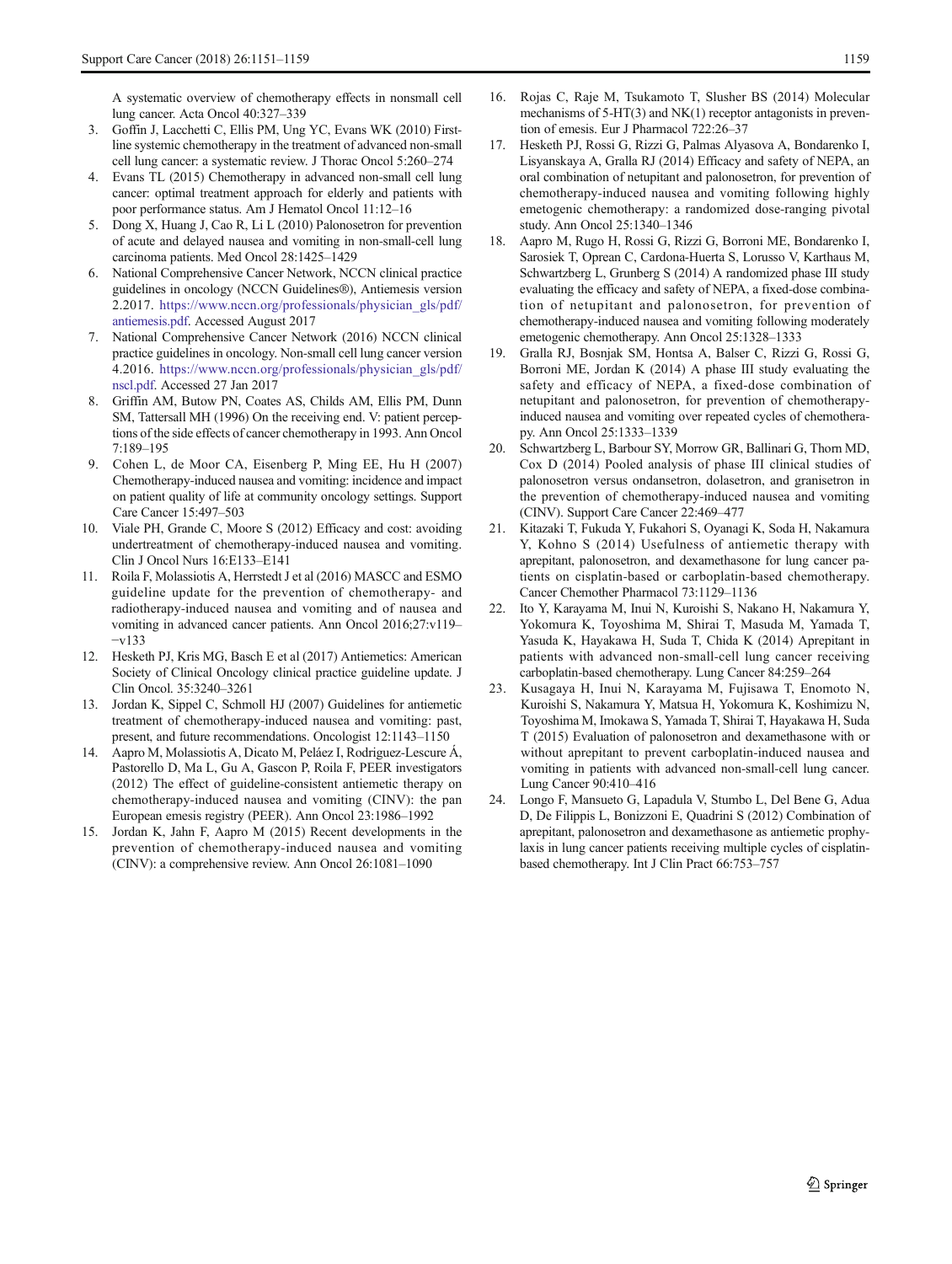A systematic overview of chemotherapy effects in nonsmall cell lung cancer. Acta Oncol 40:327–339

3. Goffin J, Lacchetti C, Ellis PM, Ung YC, Evans WK (2010) First-line systemic chemotherapy in the treatment of advanced non-small cell lung cancer: a systematic review. J Thorac Oncol 5:260–274
4. Evans TL (2015) Chemotherapy in advanced non-small cell lung cancer: optimal treatment approach for elderly and patients with poor performance status. Am J Hematol Oncol 11:12–16
5. Dong X, Huang J, Cao R, Li L (2010) Palonosetron for prevention of acute and delayed nausea and vomiting in non-small-cell lung carcinoma patients. Med Oncol 28:1425–1429
6. National Comprehensive Cancer Network, NCCN clinical practice guidelines in oncology (NCCN Guidelines®), Antiemesis version 2.2017. https://www.nccn.org/professionals/physician_gls/pdf/antiemesis.pdf. Accessed August 2017
7. National Comprehensive Cancer Network (2016) NCCN clinical practice guidelines in oncology. Non-small cell lung cancer version 4.2016. https://www.nccn.org/professionals/physician_gls/pdf/nscl.pdf. Accessed 27 Jan 2017
8. Griffin AM, Butow PN, Coates AS, Childs AM, Ellis PM, Dunn SM, Tattersall MH (1996) On the receiving end. V: patient perceptions of the side effects of cancer chemotherapy in 1993. Ann Oncol 7:189–195
9. Cohen L, de Moor CA, Eisenberg P, Ming EE, Hu H (2007) Chemotherapy-induced nausea and vomiting: incidence and impact on patient quality of life at community oncology settings. Support Care Cancer 15:497–503
10. Viale PH, Grande C, Moore S (2012) Efficacy and cost: avoiding undertreatment of chemotherapy-induced nausea and vomiting. Clin J Oncol Nurs 16:E133–E141
11. Roila F, Molassiotis A, Herrstedt J et al (2016) MASCC and ESMO guideline update for the prevention of chemotherapy- and radiotherapy-induced nausea and vomiting and of nausea and vomiting in advanced cancer patients. Ann Oncol 2016;27:v119–−v133
12. Hesketh PJ, Kris MG, Basch E et al (2017) Antiemetics: American Society of Clinical Oncology clinical practice guideline update. J Clin Oncol. 35:3240–3261
13. Jordan K, Sippel C, Schmoll HJ (2007) Guidelines for antiemetic treatment of chemotherapy-induced nausea and vomiting: past, present, and future recommendations. Oncologist 12:1143–1150
14. Aapro M, Molassiotis A, Dicato M, Peláez I, Rodriguez-Lescure Á, Pastorello D, Ma L, Gu A, Gascon P, Roila F, PEER investigators (2012) The effect of guideline-consistent antiemetic therapy on chemotherapy-induced nausea and vomiting (CINV): the pan European emesis registry (PEER). Ann Oncol 23:1986–1992
15. Jordan K, Jahn F, Aapro M (2015) Recent developments in the prevention of chemotherapy-induced nausea and vomiting (CINV): a comprehensive review. Ann Oncol 26:1081–1090
16. Rojas C, Raje M, Tsukamoto T, Slusher BS (2014) Molecular mechanisms of 5-HT(3) and NK(1) receptor antagonists in prevention of emesis. Eur J Pharmacol 722:26–37
17. Hesketh PJ, Rossi G, Rizzi G, Palmas Alyasova A, Bondarenko I, Lisyanskaya A, Gralla RJ (2014) Efficacy and safety of NEPA, an oral combination of netupitant and palonosetron, for prevention of chemotherapy-induced nausea and vomiting following highly emetogenic chemotherapy: a randomized dose-ranging pivotal study. Ann Oncol 25:1340–1346
18. Aapro M, Rugo H, Rossi G, Rizzi G, Borroni ME, Bondarenko I, Sarosiek T, Oprean C, Cardona-Huerta S, Lorusso V, Karthaus M, Schwartzberg L, Grunberg S (2014) A randomized phase III study evaluating the efficacy and safety of NEPA, a fixed-dose combination of netupitant and palonosetron, for prevention of chemotherapy-induced nausea and vomiting following moderately emetogenic chemotherapy. Ann Oncol 25:1328–1333
19. Gralla RJ, Bosnjak SM, Hontsa A, Balser C, Rizzi G, Rossi G, Borroni ME, Jordan K (2014) A phase III study evaluating the safety and efficacy of NEPA, a fixed-dose combination of netupitant and palonosetron, for prevention of chemotherapy-induced nausea and vomiting over repeated cycles of chemotherapy. Ann Oncol 25:1333–1339
20. Schwartzberg L, Barbour SY, Morrow GR, Ballinari G, Thorn MD, Cox D (2014) Pooled analysis of phase III clinical studies of palonosetron versus ondansetron, dolasetron, and granisetron in the prevention of chemotherapy-induced nausea and vomiting (CINV). Support Care Cancer 22:469–477
21. Kitazaki T, Fukuda Y, Fukahori S, Oyanagi K, Soda H, Nakamura Y, Kohno S (2014) Usefulness of antiemetic therapy with aprepitant, palonosetron, and dexamethasone for lung cancer patients on cisplatin-based or carboplatin-based chemotherapy. Cancer Chemother Pharmacol 73:1129–1136
22. Ito Y, Karayama M, Inui N, Kuroishi S, Nakano H, Nakamura Y, Yokomura K, Toyoshima M, Shirai T, Masuda M, Yamada T, Yasuda K, Hayakawa H, Suda T, Chida K (2014) Aprepitant in patients with advanced non-small-cell lung cancer receiving carboplatin-based chemotherapy. Lung Cancer 84:259–264
23. Kusagaya H, Inui N, Karayama M, Fujisawa T, Enomoto N, Kuroishi S, Nakamura Y, Matsua H, Yokomura K, Koshimizu N, Toyoshima M, Imokawa S, Yamada T, Shirai T, Hayakawa H, Suda T (2015) Evaluation of palonosetron and dexamethasone with or without aprepitant to prevent carboplatin-induced nausea and vomiting in patients with advanced non-small-cell lung cancer. Lung Cancer 90:410–416
24. Longo F, Mansueto G, Lapadula V, Stumbo L, Del Bene G, Adua D, De Filippis L, Bonizzoni E, Quadrini S (2012) Combination of aprepitant, palonosetron and dexamethasone as antiemetic prophylaxis in lung cancer patients receiving multiple cycles of cisplatin-based chemotherapy. Int J Clin Pract 66:753–757